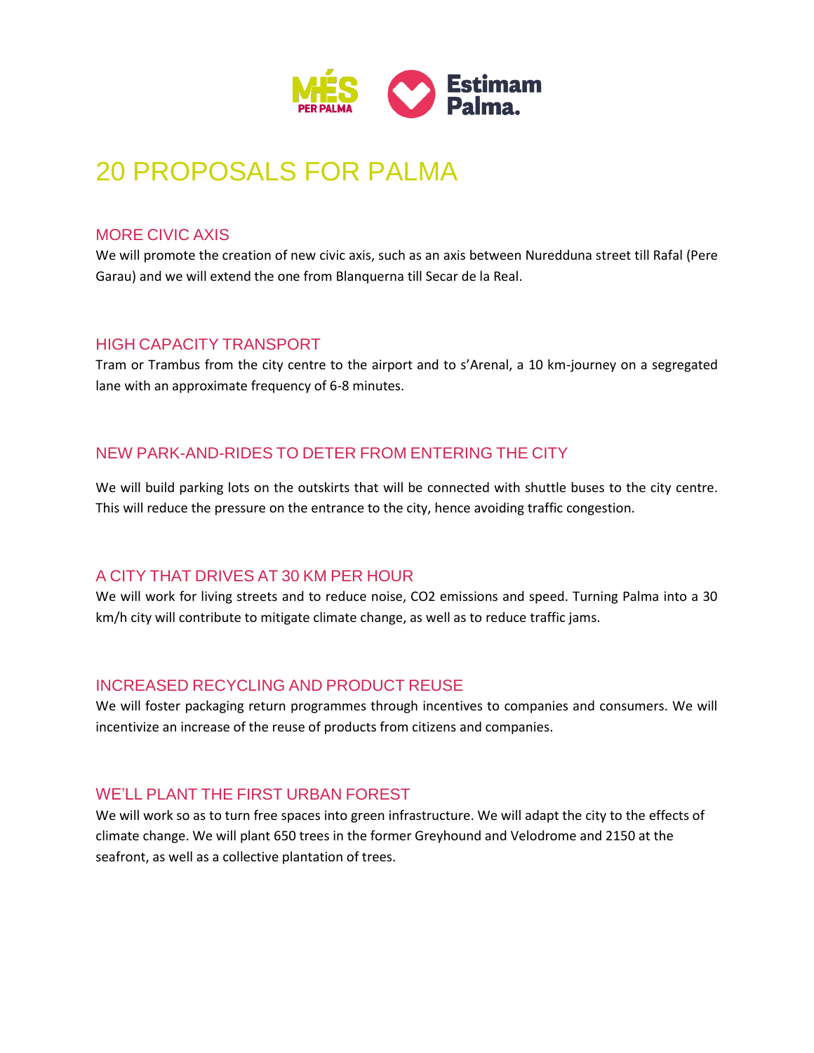MÉS PER PALMA | Estimam Palma.

# 20 PROPOSALS FOR PALMA

## MORE CIVIC AXIS

We will promote the creation of new civic axis, such as an axis between Nuredduna street till Rafal (Pere Garau) and we will extend the one from Blanquerna till Secar de la Real.

## HIGH CAPACITY TRANSPORT

Tram or Trambus from the city centre to the airport and to s'Arenal, a 10 km-journey on a segregated lane with an approximate frequency of 6-8 minutes.

## NEW PARK-AND-RIDES TO DETER FROM ENTERING THE CITY

We will build parking lots on the outskirts that will be connected with shuttle buses to the city centre. This will reduce the pressure on the entrance to the city, hence avoiding traffic congestion.

## A CITY THAT DRIVES AT 30 KM PER HOUR

We will work for living streets and to reduce noise, $CO_2$ emissions and speed. Turning Palma into a 30 km/h city will contribute to mitigate climate change, as well as to reduce traffic jams.

## INCREASED RECYCLING AND PRODUCT REUSE

We will foster packaging return programmes through incentives to companies and consumers. We will incentivize an increase of the reuse of products from citizens and companies.

## WE'LL PLANT THE FIRST URBAN FOREST

We will work so as to turn free spaces into green infrastructure. We will adapt the city to the effects of climate change. We will plant 650 trees in the former Greyhound and Velodrome and 2150 at the seafront, as well as a collective plantation of trees.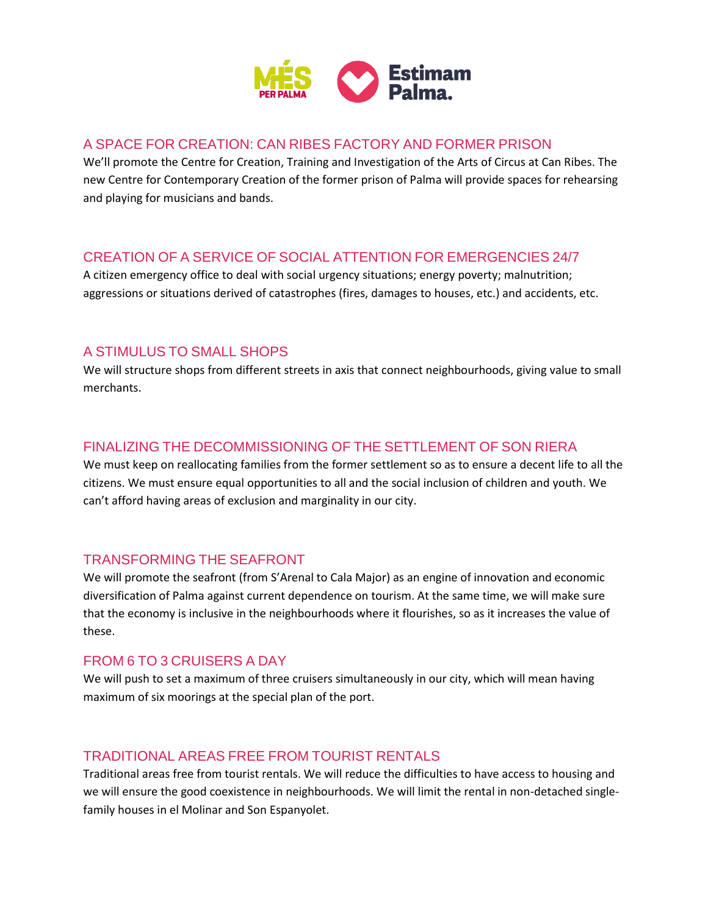## A SPACE FOR CREATION: CAN RIBES FACTORY AND FORMER PRISON

We'll promote the Centre for Creation, Training and Investigation of the Arts of Circus at Can Ribes. The new Centre for Contemporary Creation of the former prison of Palma will provide spaces for rehearsing and playing for musicians and bands.

## CREATION OF A SERVICE OF SOCIAL ATTENTION FOR EMERGENCIES 24/7

A citizen emergency office to deal with social urgency situations; energy poverty; malnutrition; aggressions or situations derived of catastrophes (fires, damages to houses, etc.) and accidents, etc.

## A STIMULUS TO SMALL SHOPS

We will structure shops from different streets in axis that connect neighbourhoods, giving value to small merchants.

## FINALIZING THE DECOMMISSIONING OF THE SETTLEMENT OF SON RIERA

We must keep on reallocating families from the former settlement so as to ensure a decent life to all the citizens. We must ensure equal opportunities to all and the social inclusion of children and youth. We can't afford having areas of exclusion and marginality in our city.

## TRANSFORMING THE SEAFRONT

We will promote the seafront (from S'Arenal to Cala Major) as an engine of innovation and economic diversification of Palma against current dependence on tourism. At the same time, we will make sure that the economy is inclusive in the neighbourhoods where it flourishes, so as it increases the value of these.

## FROM 6 TO 3 CRUISERS A DAY

We will push to set a maximum of three cruisers simultaneously in our city, which will mean having maximum of six moorings at the special plan of the port.

## TRADITIONAL AREAS FREE FROM TOURIST RENTALS

Traditional areas free from tourist rentals. We will reduce the difficulties to have access to housing and we will ensure the good coexistence in neighbourhoods. We will limit the rental in non-detached single-family houses in el Molinar and Son Espanyolet.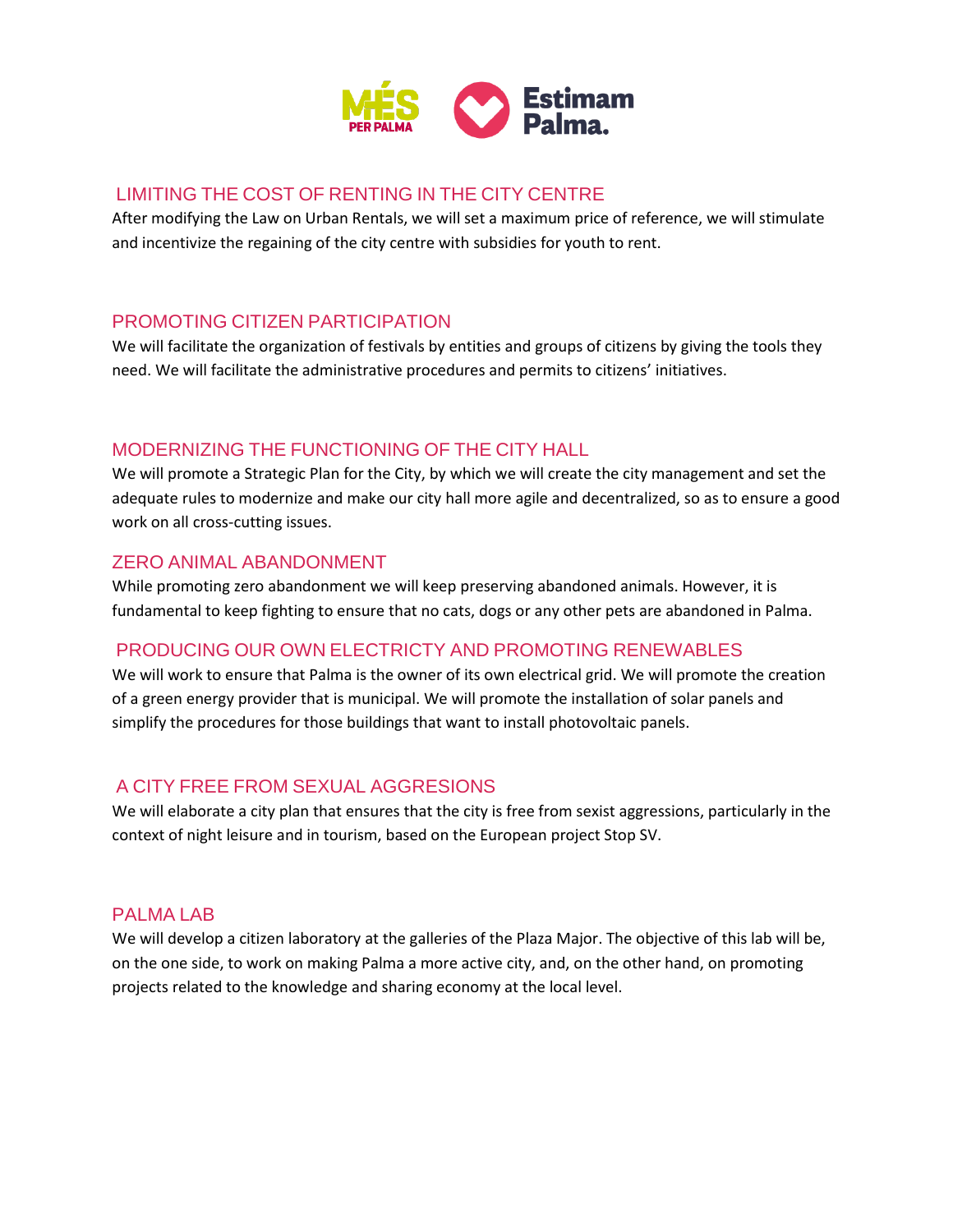MÉS PER PALMA — Estimam Palma.

## LIMITING THE COST OF RENTING IN THE CITY CENTRE

After modifying the Law on Urban Rentals, we will set a maximum price of reference, we will stimulate and incentivize the regaining of the city centre with subsidies for youth to rent.

## PROMOTING CITIZEN PARTICIPATION

We will facilitate the organization of festivals by entities and groups of citizens by giving the tools they need. We will facilitate the administrative procedures and permits to citizens' initiatives.

## MODERNIZING THE FUNCTIONING OF THE CITY HALL

We will promote a Strategic Plan for the City, by which we will create the city management and set the adequate rules to modernize and make our city hall more agile and decentralized, so as to ensure a good work on all cross-cutting issues.

## ZERO ANIMAL ABANDONMENT

While promoting zero abandonment we will keep preserving abandoned animals. However, it is fundamental to keep fighting to ensure that no cats, dogs or any other pets are abandoned in Palma.

## PRODUCING OUR OWN ELECTRICTY AND PROMOTING RENEWABLES

We will work to ensure that Palma is the owner of its own electrical grid. We will promote the creation of a green energy provider that is municipal. We will promote the installation of solar panels and simplify the procedures for those buildings that want to install photovoltaic panels.

## A CITY FREE FROM SEXUAL AGGRESIONS

We will elaborate a city plan that ensures that the city is free from sexist aggressions, particularly in the context of night leisure and in tourism, based on the European project Stop SV.

## PALMA LAB

We will develop a citizen laboratory at the galleries of the Plaza Major. The objective of this lab will be, on the one side, to work on making Palma a more active city, and, on the other hand, on promoting projects related to the knowledge and sharing economy at the local level.